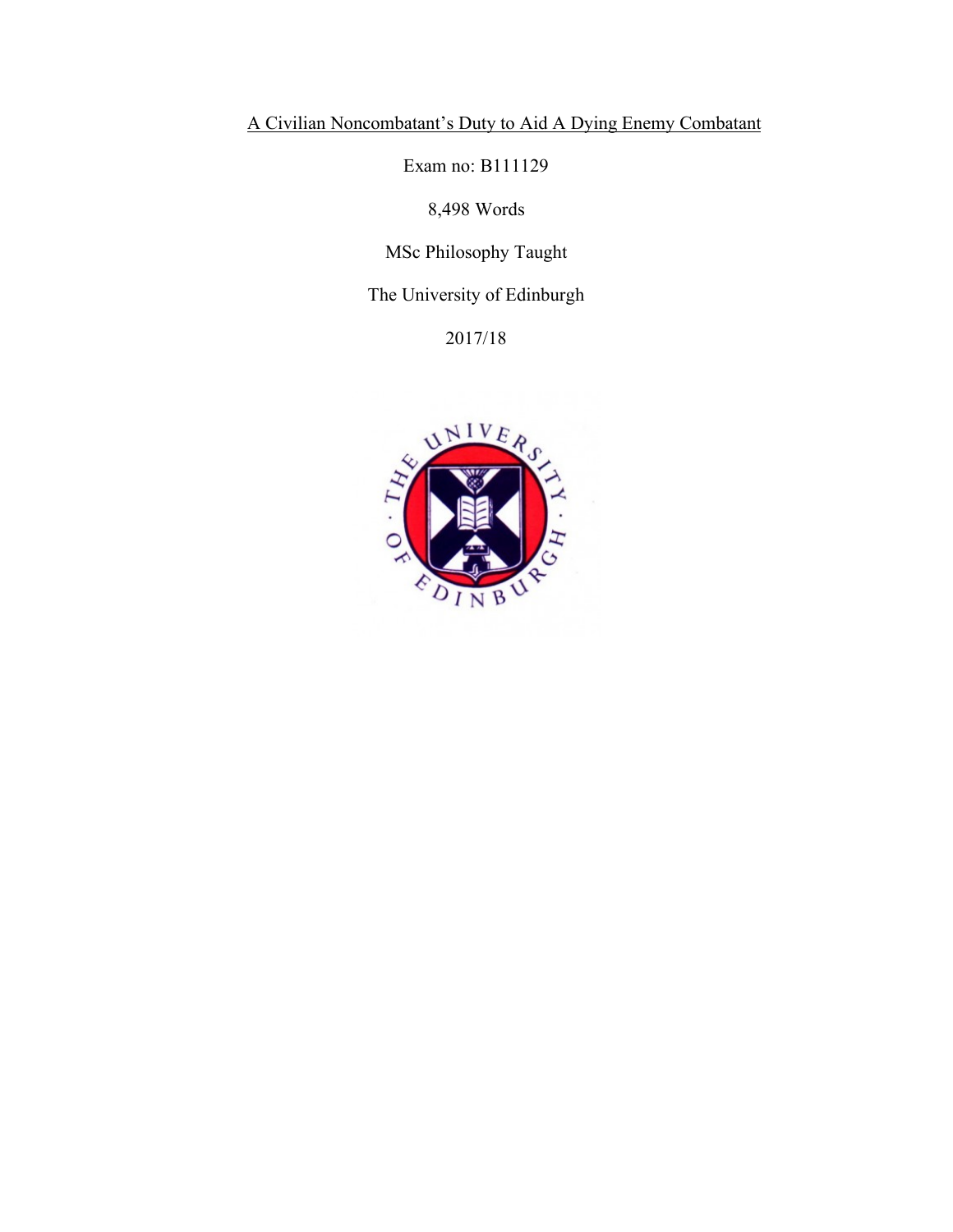# A Civilian Noncombatant's Duty to Aid A Dying Enemy Combatant

Exam no: B111129

8,498 Words

MSc Philosophy Taught

The University of Edinburgh

2017/18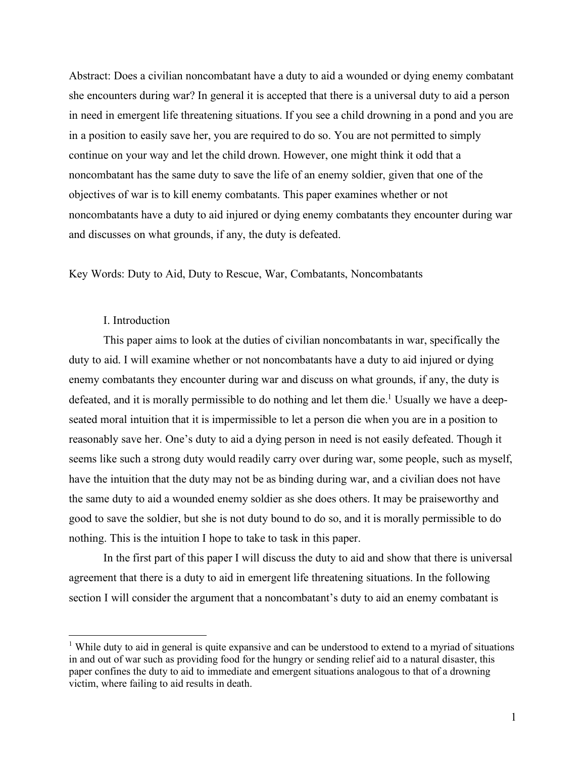Abstract: Does a civilian noncombatant have a duty to aid a wounded or dying enemy combatant she encounters during war? In general it is accepted that there is a universal duty to aid a person in need in emergent life threatening situations. If you see a child drowning in a pond and you are in a position to easily save her, you are required to do so. You are not permitted to simply continue on your way and let the child drown. However, one might think it odd that a noncombatant has the same duty to save the life of an enemy soldier, given that one of the objectives of war is to kill enemy combatants. This paper examines whether or not noncombatants have a duty to aid injured or dying enemy combatants they encounter during war and discusses on what grounds, if any, the duty is defeated.

Key Words: Duty to Aid, Duty to Rescue, War, Combatants, Noncombatants

## I. Introduction

This paper aims to look at the duties of civilian noncombatants in war, specifically the duty to aid. I will examine whether or not noncombatants have a duty to aid injured or dying enemy combatants they encounter during war and discuss on what grounds, if any, the duty is defeated, and it is morally permissible to do nothing and let them die.[1] Usually we have a deep-seated moral intuition that it is impermissible to let a person die when you are in a position to reasonably save her. One's duty to aid a dying person in need is not easily defeated. Though it seems like such a strong duty would readily carry over during war, some people, such as myself, have the intuition that the duty may not be as binding during war, and a civilian does not have the same duty to aid a wounded enemy soldier as she does others. It may be praiseworthy and good to save the soldier, but she is not duty bound to do so, and it is morally permissible to do nothing. This is the intuition I hope to take to task in this paper.

In the first part of this paper I will discuss the duty to aid and show that there is universal agreement that there is a duty to aid in emergent life threatening situations. In the following section I will consider the argument that a noncombatant's duty to aid an enemy combatant is

[1] While duty to aid in general is quite expansive and can be understood to extend to a myriad of situations in and out of war such as providing food for the hungry or sending relief aid to a natural disaster, this paper confines the duty to aid to immediate and emergent situations analogous to that of a drowning victim, where failing to aid results in death.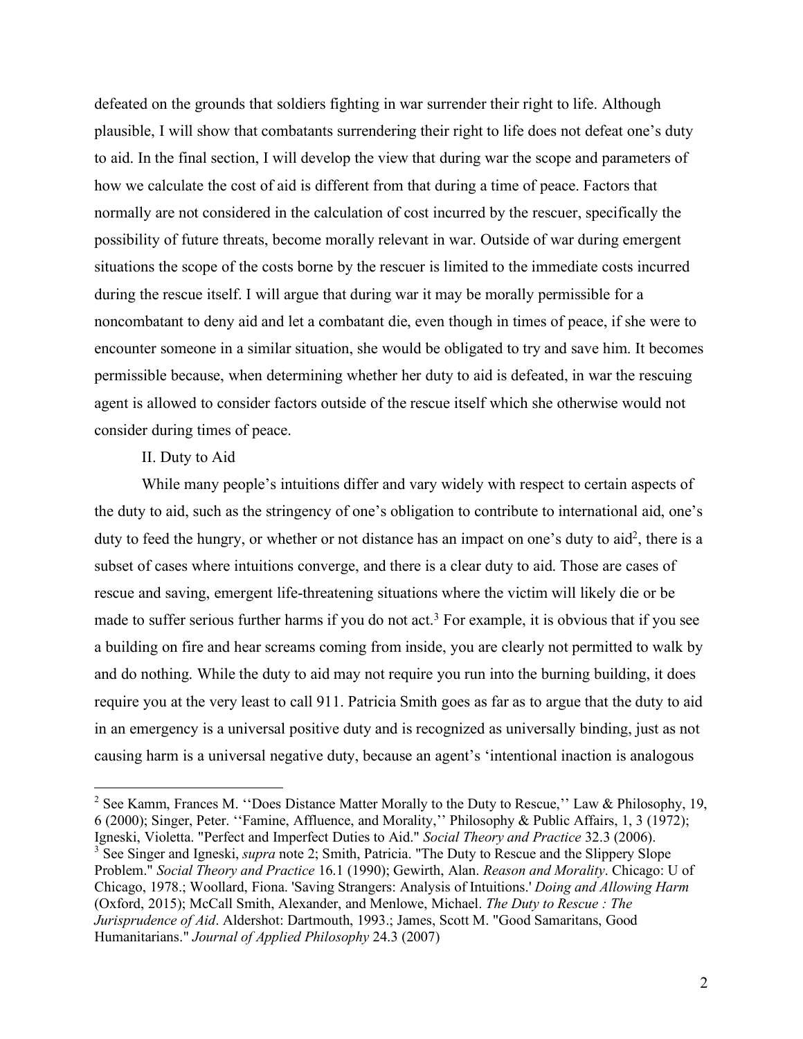defeated on the grounds that soldiers fighting in war surrender their right to life. Although plausible, I will show that combatants surrendering their right to life does not defeat one's duty to aid. In the final section, I will develop the view that during war the scope and parameters of how we calculate the cost of aid is different from that during a time of peace. Factors that normally are not considered in the calculation of cost incurred by the rescuer, specifically the possibility of future threats, become morally relevant in war. Outside of war during emergent situations the scope of the costs borne by the rescuer is limited to the immediate costs incurred during the rescue itself. I will argue that during war it may be morally permissible for a noncombatant to deny aid and let a combatant die, even though in times of peace, if she were to encounter someone in a similar situation, she would be obligated to try and save him. It becomes permissible because, when determining whether her duty to aid is defeated, in war the rescuing agent is allowed to consider factors outside of the rescue itself which she otherwise would not consider during times of peace.

## II. Duty to Aid

While many people's intuitions differ and vary widely with respect to certain aspects of the duty to aid, such as the stringency of one's obligation to contribute to international aid, one's duty to feed the hungry, or whether or not distance has an impact on one's duty to aid[2], there is a subset of cases where intuitions converge, and there is a clear duty to aid. Those are cases of rescue and saving, emergent life-threatening situations where the victim will likely die or be made to suffer serious further harms if you do not act.[3] For example, it is obvious that if you see a building on fire and hear screams coming from inside, you are clearly not permitted to walk by and do nothing. While the duty to aid may not require you run into the burning building, it does require you at the very least to call 911. Patricia Smith goes as far as to argue that the duty to aid in an emergency is a universal positive duty and is recognized as universally binding, just as not causing harm is a universal negative duty, because an agent's 'intentional inaction is analogous

---

[2] See Kamm, Frances M. ''Does Distance Matter Morally to the Duty to Rescue,'' Law & Philosophy, 19, 6 (2000); Singer, Peter. ''Famine, Affluence, and Morality,'' Philosophy & Public Affairs, 1, 3 (1972); Igneski, Violetta. "Perfect and Imperfect Duties to Aid." *Social Theory and Practice* 32.3 (2006).

[3] See Singer and Igneski, *supra* note 2; Smith, Patricia. "The Duty to Rescue and the Slippery Slope Problem." *Social Theory and Practice* 16.1 (1990); Gewirth, Alan. *Reason and Morality*. Chicago: U of Chicago, 1978.; Woollard, Fiona. 'Saving Strangers: Analysis of Intuitions.' *Doing and Allowing Harm* (Oxford, 2015); McCall Smith, Alexander, and Menlowe, Michael. *The Duty to Rescue : The Jurisprudence of Aid*. Aldershot: Dartmouth, 1993.; James, Scott M. "Good Samaritans, Good Humanitarians." *Journal of Applied Philosophy* 24.3 (2007)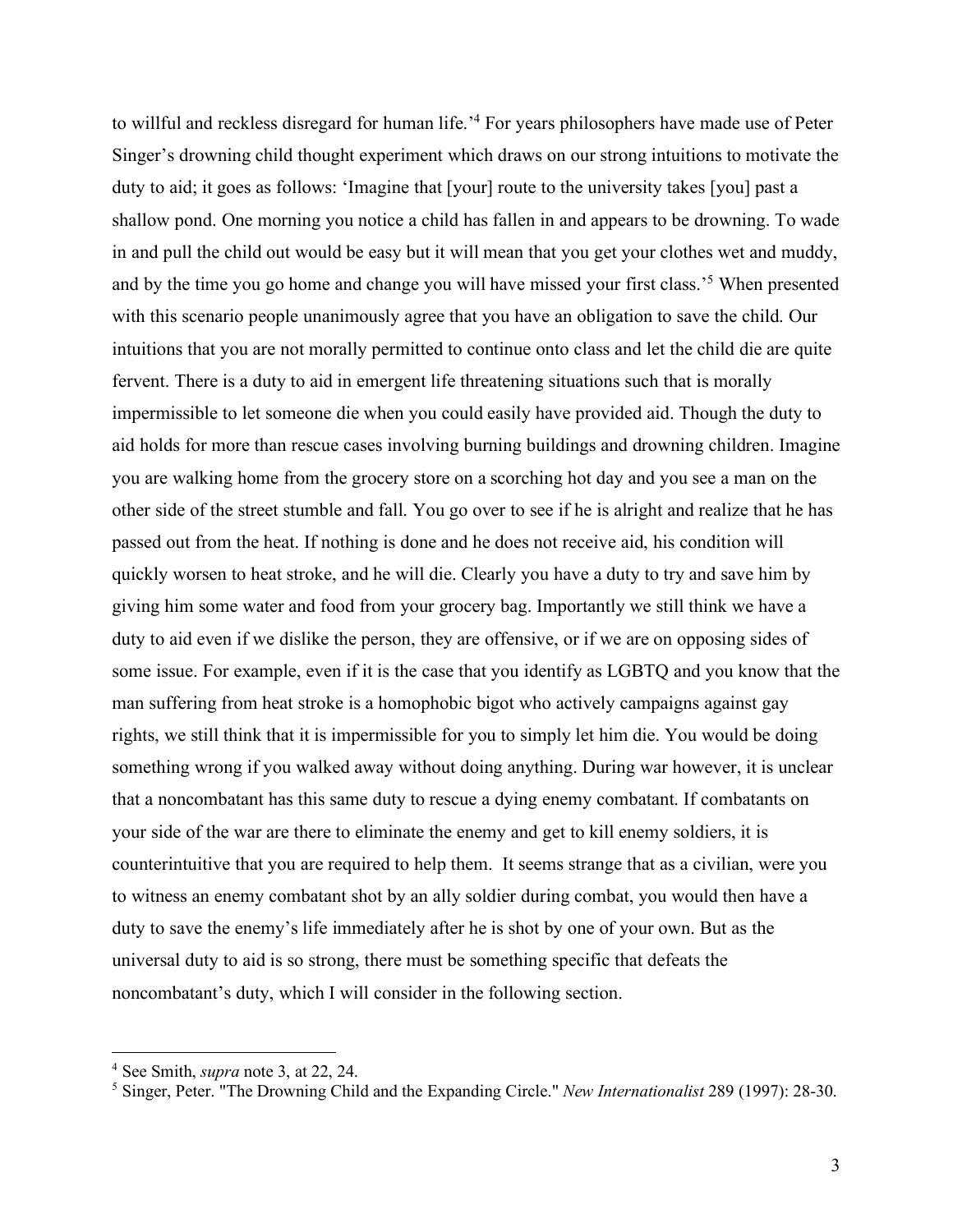to willful and reckless disregard for human life.'[4] For years philosophers have made use of Peter Singer's drowning child thought experiment which draws on our strong intuitions to motivate the duty to aid; it goes as follows: 'Imagine that [your] route to the university takes [you] past a shallow pond. One morning you notice a child has fallen in and appears to be drowning. To wade in and pull the child out would be easy but it will mean that you get your clothes wet and muddy, and by the time you go home and change you will have missed your first class.'[5] When presented with this scenario people unanimously agree that you have an obligation to save the child. Our intuitions that you are not morally permitted to continue onto class and let the child die are quite fervent. There is a duty to aid in emergent life threatening situations such that is morally impermissible to let someone die when you could easily have provided aid. Though the duty to aid holds for more than rescue cases involving burning buildings and drowning children. Imagine you are walking home from the grocery store on a scorching hot day and you see a man on the other side of the street stumble and fall. You go over to see if he is alright and realize that he has passed out from the heat. If nothing is done and he does not receive aid, his condition will quickly worsen to heat stroke, and he will die. Clearly you have a duty to try and save him by giving him some water and food from your grocery bag. Importantly we still think we have a duty to aid even if we dislike the person, they are offensive, or if we are on opposing sides of some issue. For example, even if it is the case that you identify as LGBTQ and you know that the man suffering from heat stroke is a homophobic bigot who actively campaigns against gay rights, we still think that it is impermissible for you to simply let him die. You would be doing something wrong if you walked away without doing anything. During war however, it is unclear that a noncombatant has this same duty to rescue a dying enemy combatant. If combatants on your side of the war are there to eliminate the enemy and get to kill enemy soldiers, it is counterintuitive that you are required to help them. It seems strange that as a civilian, were you to witness an enemy combatant shot by an ally soldier during combat, you would then have a duty to save the enemy's life immediately after he is shot by one of your own. But as the universal duty to aid is so strong, there must be something specific that defeats the noncombatant's duty, which I will consider in the following section.

---

[4] See Smith, *supra* note 3, at 22, 24.

[5] Singer, Peter. "The Drowning Child and the Expanding Circle." *New Internationalist* 289 (1997): 28-30.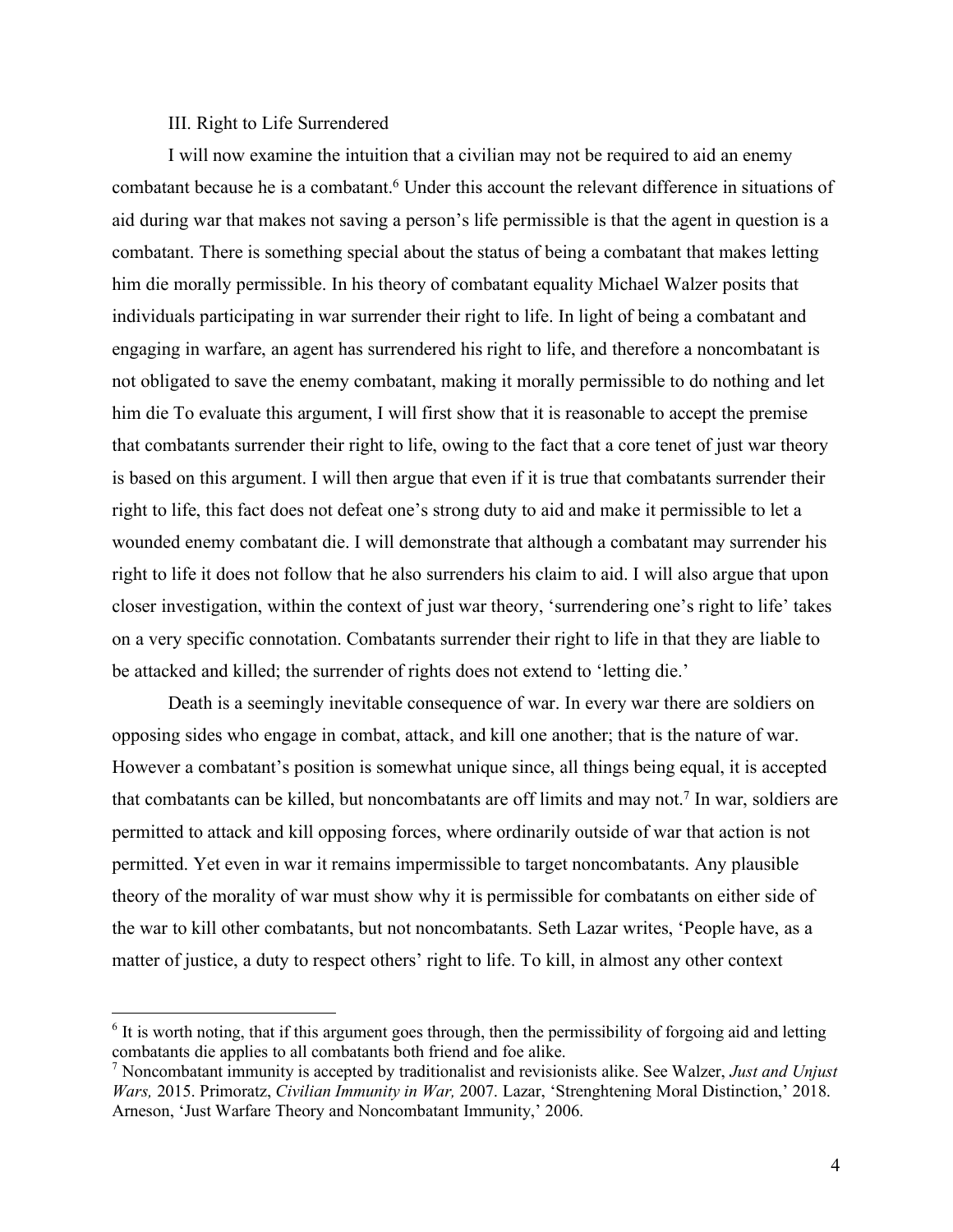### III. Right to Life Surrendered

I will now examine the intuition that a civilian may not be required to aid an enemy combatant because he is a combatant.[6] Under this account the relevant difference in situations of aid during war that makes not saving a person's life permissible is that the agent in question is a combatant. There is something special about the status of being a combatant that makes letting him die morally permissible. In his theory of combatant equality Michael Walzer posits that individuals participating in war surrender their right to life. In light of being a combatant and engaging in warfare, an agent has surrendered his right to life, and therefore a noncombatant is not obligated to save the enemy combatant, making it morally permissible to do nothing and let him die To evaluate this argument, I will first show that it is reasonable to accept the premise that combatants surrender their right to life, owing to the fact that a core tenet of just war theory is based on this argument. I will then argue that even if it is true that combatants surrender their right to life, this fact does not defeat one's strong duty to aid and make it permissible to let a wounded enemy combatant die. I will demonstrate that although a combatant may surrender his right to life it does not follow that he also surrenders his claim to aid. I will also argue that upon closer investigation, within the context of just war theory, 'surrendering one's right to life' takes on a very specific connotation. Combatants surrender their right to life in that they are liable to be attacked and killed; the surrender of rights does not extend to 'letting die.'

Death is a seemingly inevitable consequence of war. In every war there are soldiers on opposing sides who engage in combat, attack, and kill one another; that is the nature of war. However a combatant's position is somewhat unique since, all things being equal, it is accepted that combatants can be killed, but noncombatants are off limits and may not.[7] In war, soldiers are permitted to attack and kill opposing forces, where ordinarily outside of war that action is not permitted. Yet even in war it remains impermissible to target noncombatants. Any plausible theory of the morality of war must show why it is permissible for combatants on either side of the war to kill other combatants, but not noncombatants. Seth Lazar writes, 'People have, as a matter of justice, a duty to respect others' right to life. To kill, in almost any other context

---

[6] It is worth noting, that if this argument goes through, then the permissibility of forgoing aid and letting combatants die applies to all combatants both friend and foe alike.

[7] Noncombatant immunity is accepted by traditionalist and revisionists alike. See Walzer, *Just and Unjust Wars,* 2015. Primoratz, *Civilian Immunity in War,* 2007. Lazar, 'Strenghtening Moral Distinction,' 2018. Arneson, 'Just Warfare Theory and Noncombatant Immunity,' 2006.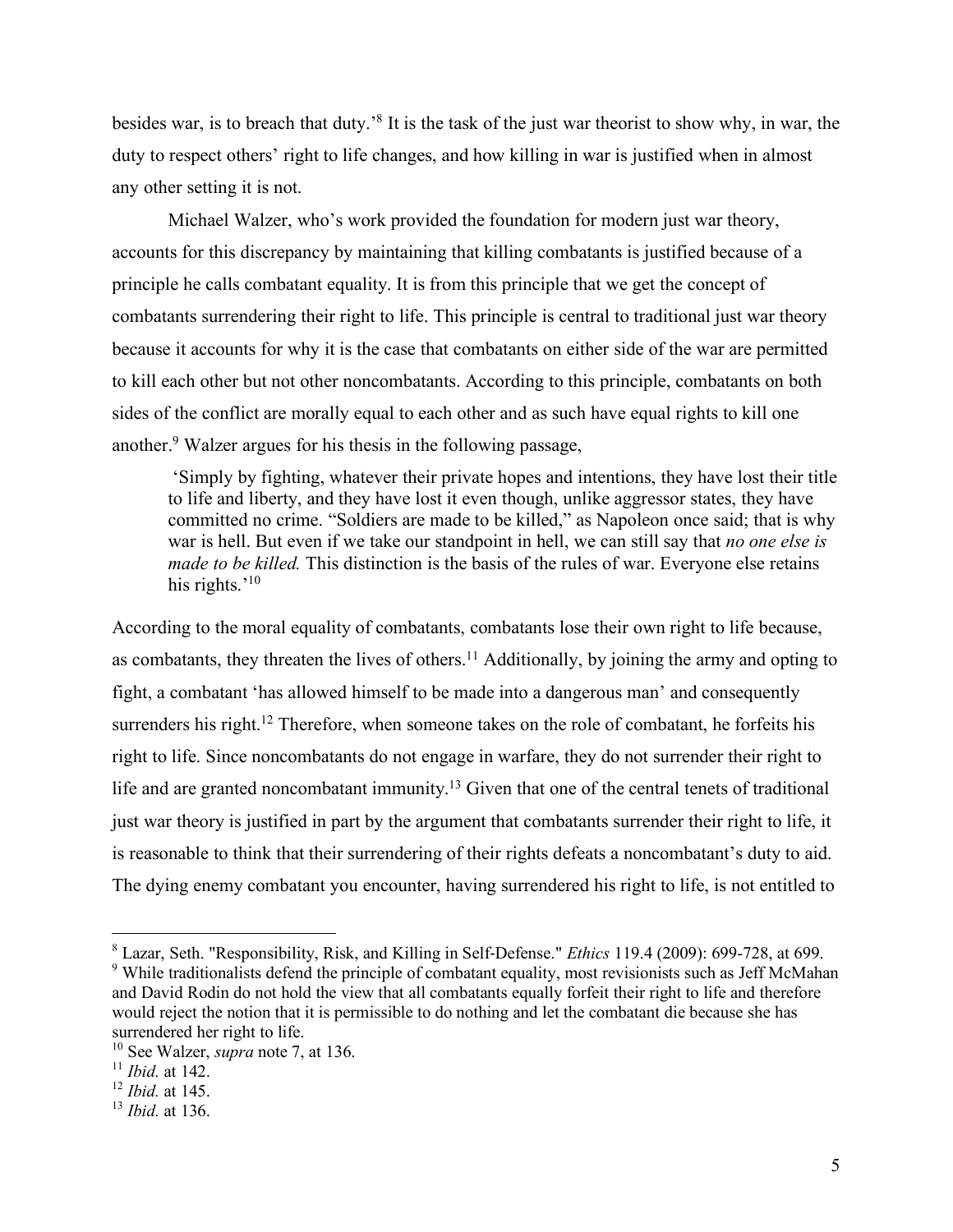besides war, is to breach that duty.'[8] It is the task of the just war theorist to show why, in war, the duty to respect others' right to life changes, and how killing in war is justified when in almost any other setting it is not.

Michael Walzer, who's work provided the foundation for modern just war theory, accounts for this discrepancy by maintaining that killing combatants is justified because of a principle he calls combatant equality. It is from this principle that we get the concept of combatants surrendering their right to life. This principle is central to traditional just war theory because it accounts for why it is the case that combatants on either side of the war are permitted to kill each other but not other noncombatants. According to this principle, combatants on both sides of the conflict are morally equal to each other and as such have equal rights to kill one another.[9] Walzer argues for his thesis in the following passage,

> 'Simply by fighting, whatever their private hopes and intentions, they have lost their title to life and liberty, and they have lost it even though, unlike aggressor states, they have committed no crime. "Soldiers are made to be killed," as Napoleon once said; that is why war is hell. But even if we take our standpoint in hell, we can still say that *no one else is made to be killed.* This distinction is the basis of the rules of war. Everyone else retains his rights.'[10]

According to the moral equality of combatants, combatants lose their own right to life because, as combatants, they threaten the lives of others.[11] Additionally, by joining the army and opting to fight, a combatant 'has allowed himself to be made into a dangerous man' and consequently surrenders his right.[12] Therefore, when someone takes on the role of combatant, he forfeits his right to life. Since noncombatants do not engage in warfare, they do not surrender their right to life and are granted noncombatant immunity.[13] Given that one of the central tenets of traditional just war theory is justified in part by the argument that combatants surrender their right to life, it is reasonable to think that their surrendering of their rights defeats a noncombatant's duty to aid. The dying enemy combatant you encounter, having surrendered his right to life, is not entitled to

---

[8] Lazar, Seth. "Responsibility, Risk, and Killing in Self-Defense." *Ethics* 119.4 (2009): 699-728, at 699.

[9] While traditionalists defend the principle of combatant equality, most revisionists such as Jeff McMahan and David Rodin do not hold the view that all combatants equally forfeit their right to life and therefore would reject the notion that it is permissible to do nothing and let the combatant die because she has surrendered her right to life.

[10] See Walzer, *supra* note 7, at 136.

[11] *Ibid.* at 142.

[12] *Ibid.* at 145.

[13] *Ibid.* at 136.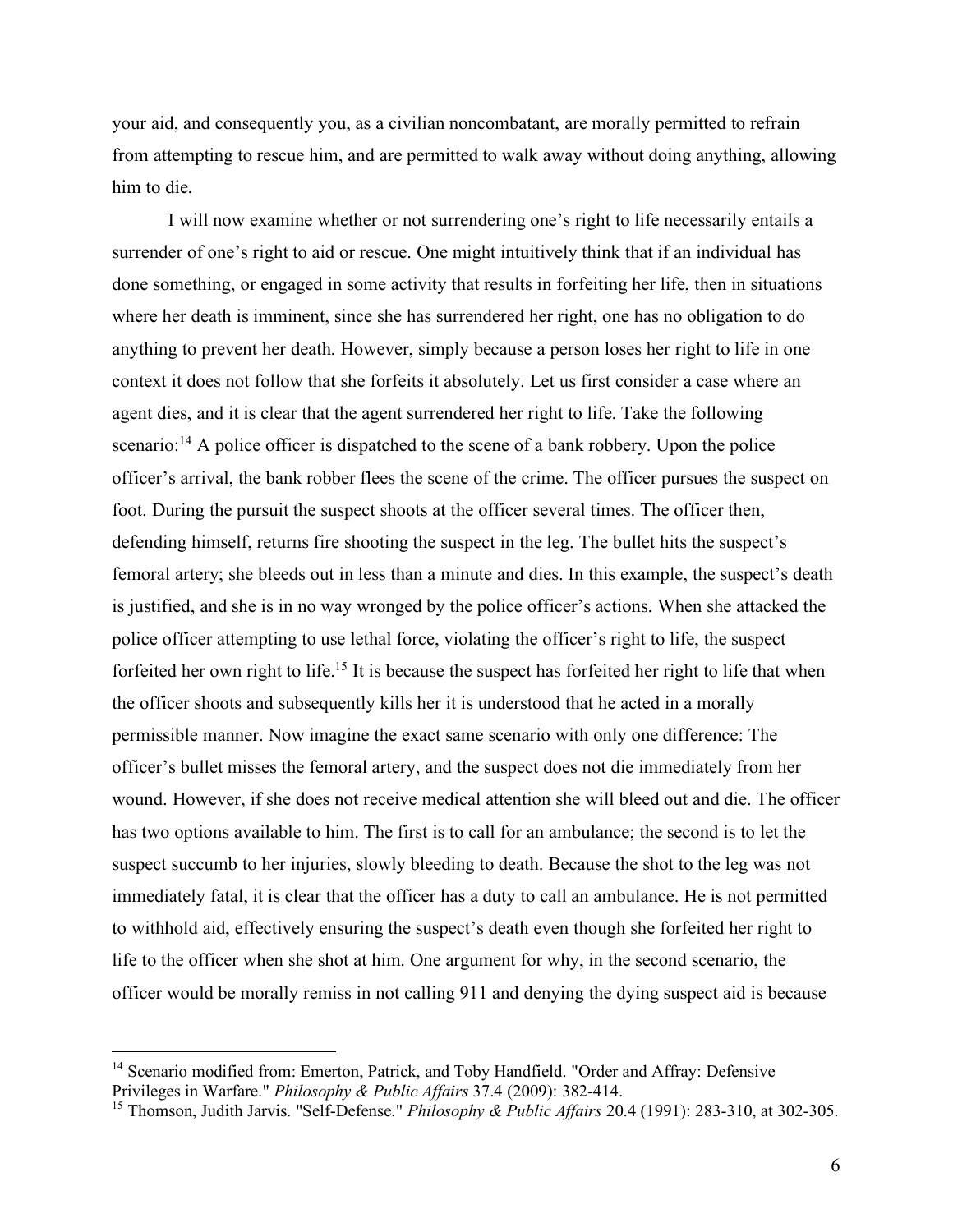your aid, and consequently you, as a civilian noncombatant, are morally permitted to refrain from attempting to rescue him, and are permitted to walk away without doing anything, allowing him to die.

I will now examine whether or not surrendering one's right to life necessarily entails a surrender of one's right to aid or rescue. One might intuitively think that if an individual has done something, or engaged in some activity that results in forfeiting her life, then in situations where her death is imminent, since she has surrendered her right, one has no obligation to do anything to prevent her death. However, simply because a person loses her right to life in one context it does not follow that she forfeits it absolutely. Let us first consider a case where an agent dies, and it is clear that the agent surrendered her right to life. Take the following scenario:[14] A police officer is dispatched to the scene of a bank robbery. Upon the police officer's arrival, the bank robber flees the scene of the crime. The officer pursues the suspect on foot. During the pursuit the suspect shoots at the officer several times. The officer then, defending himself, returns fire shooting the suspect in the leg. The bullet hits the suspect's femoral artery; she bleeds out in less than a minute and dies. In this example, the suspect's death is justified, and she is in no way wronged by the police officer's actions. When she attacked the police officer attempting to use lethal force, violating the officer's right to life, the suspect forfeited her own right to life.[15] It is because the suspect has forfeited her right to life that when the officer shoots and subsequently kills her it is understood that he acted in a morally permissible manner. Now imagine the exact same scenario with only one difference: The officer's bullet misses the femoral artery, and the suspect does not die immediately from her wound. However, if she does not receive medical attention she will bleed out and die. The officer has two options available to him. The first is to call for an ambulance; the second is to let the suspect succumb to her injuries, slowly bleeding to death. Because the shot to the leg was not immediately fatal, it is clear that the officer has a duty to call an ambulance. He is not permitted to withhold aid, effectively ensuring the suspect's death even though she forfeited her right to life to the officer when she shot at him. One argument for why, in the second scenario, the officer would be morally remiss in not calling 911 and denying the dying suspect aid is because

---

[14] Scenario modified from: Emerton, Patrick, and Toby Handfield. "Order and Affray: Defensive Privileges in Warfare." *Philosophy & Public Affairs* 37.4 (2009): 382-414.

[15] Thomson, Judith Jarvis. "Self-Defense." *Philosophy & Public Affairs* 20.4 (1991): 283-310, at 302-305.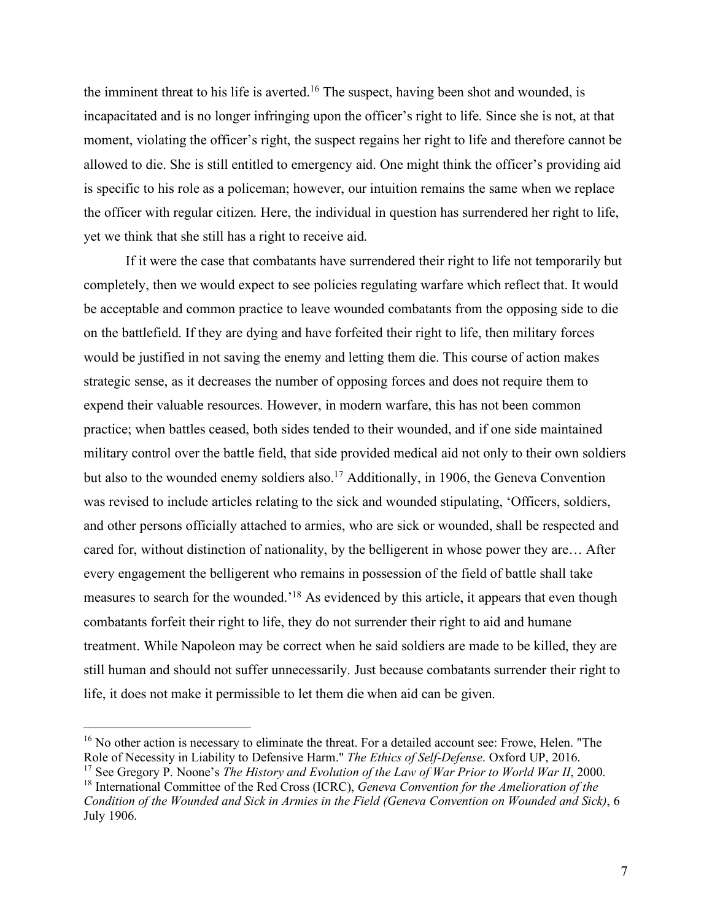the imminent threat to his life is averted.[16] The suspect, having been shot and wounded, is incapacitated and is no longer infringing upon the officer's right to life. Since she is not, at that moment, violating the officer's right, the suspect regains her right to life and therefore cannot be allowed to die. She is still entitled to emergency aid. One might think the officer's providing aid is specific to his role as a policeman; however, our intuition remains the same when we replace the officer with regular citizen. Here, the individual in question has surrendered her right to life, yet we think that she still has a right to receive aid.

If it were the case that combatants have surrendered their right to life not temporarily but completely, then we would expect to see policies regulating warfare which reflect that. It would be acceptable and common practice to leave wounded combatants from the opposing side to die on the battlefield. If they are dying and have forfeited their right to life, then military forces would be justified in not saving the enemy and letting them die. This course of action makes strategic sense, as it decreases the number of opposing forces and does not require them to expend their valuable resources. However, in modern warfare, this has not been common practice; when battles ceased, both sides tended to their wounded, and if one side maintained military control over the battle field, that side provided medical aid not only to their own soldiers but also to the wounded enemy soldiers also.[17] Additionally, in 1906, the Geneva Convention was revised to include articles relating to the sick and wounded stipulating, 'Officers, soldiers, and other persons officially attached to armies, who are sick or wounded, shall be respected and cared for, without distinction of nationality, by the belligerent in whose power they are… After every engagement the belligerent who remains in possession of the field of battle shall take measures to search for the wounded.'[18] As evidenced by this article, it appears that even though combatants forfeit their right to life, they do not surrender their right to aid and humane treatment. While Napoleon may be correct when he said soldiers are made to be killed, they are still human and should not suffer unnecessarily. Just because combatants surrender their right to life, it does not make it permissible to let them die when aid can be given.

---

[16] No other action is necessary to eliminate the threat. For a detailed account see: Frowe, Helen. "The Role of Necessity in Liability to Defensive Harm." *The Ethics of Self-Defense*. Oxford UP, 2016.

[17] See Gregory P. Noone's *The History and Evolution of the Law of War Prior to World War II*, 2000.

[18] International Committee of the Red Cross (ICRC), *Geneva Convention for the Amelioration of the Condition of the Wounded and Sick in Armies in the Field (Geneva Convention on Wounded and Sick)*, 6 July 1906.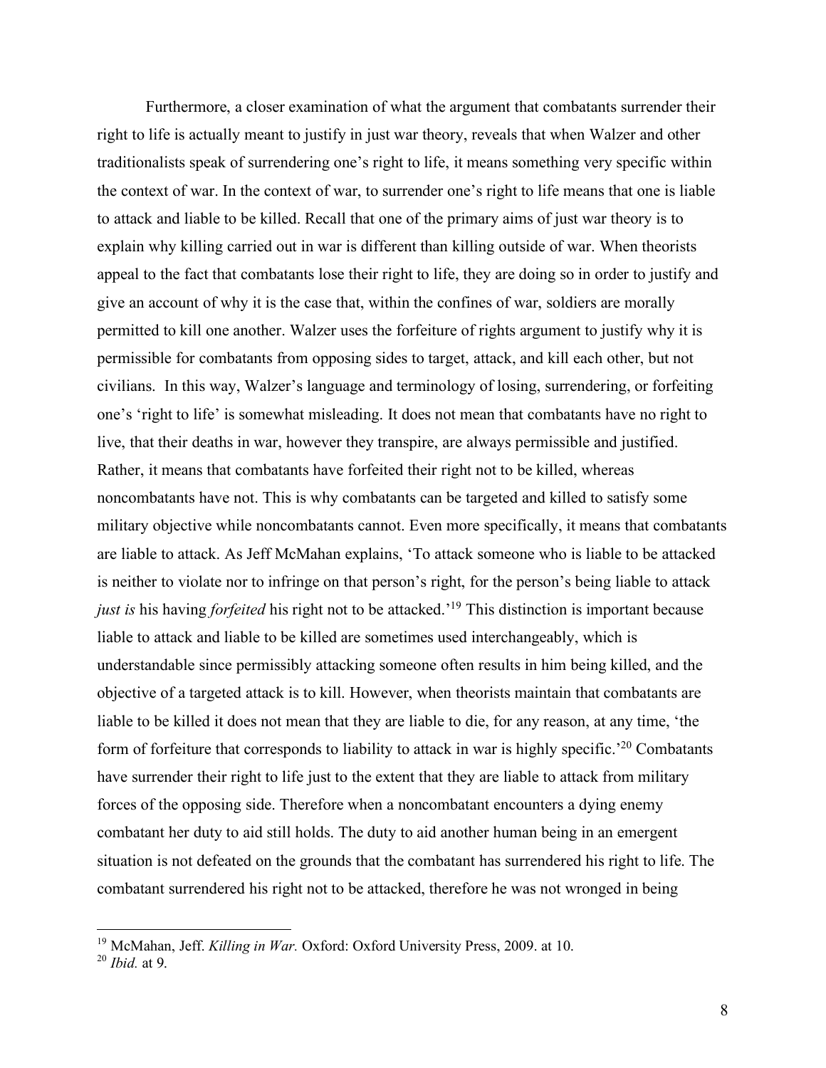Furthermore, a closer examination of what the argument that combatants surrender their right to life is actually meant to justify in just war theory, reveals that when Walzer and other traditionalists speak of surrendering one's right to life, it means something very specific within the context of war. In the context of war, to surrender one's right to life means that one is liable to attack and liable to be killed. Recall that one of the primary aims of just war theory is to explain why killing carried out in war is different than killing outside of war. When theorists appeal to the fact that combatants lose their right to life, they are doing so in order to justify and give an account of why it is the case that, within the confines of war, soldiers are morally permitted to kill one another. Walzer uses the forfeiture of rights argument to justify why it is permissible for combatants from opposing sides to target, attack, and kill each other, but not civilians. In this way, Walzer's language and terminology of losing, surrendering, or forfeiting one's 'right to life' is somewhat misleading. It does not mean that combatants have no right to live, that their deaths in war, however they transpire, are always permissible and justified. Rather, it means that combatants have forfeited their right not to be killed, whereas noncombatants have not. This is why combatants can be targeted and killed to satisfy some military objective while noncombatants cannot. Even more specifically, it means that combatants are liable to attack. As Jeff McMahan explains, 'To attack someone who is liable to be attacked is neither to violate nor to infringe on that person's right, for the person's being liable to attack *just is* his having *forfeited* his right not to be attacked.'[19] This distinction is important because liable to attack and liable to be killed are sometimes used interchangeably, which is understandable since permissibly attacking someone often results in him being killed, and the objective of a targeted attack is to kill. However, when theorists maintain that combatants are liable to be killed it does not mean that they are liable to die, for any reason, at any time, 'the form of forfeiture that corresponds to liability to attack in war is highly specific.'[20] Combatants have surrender their right to life just to the extent that they are liable to attack from military forces of the opposing side. Therefore when a noncombatant encounters a dying enemy combatant her duty to aid still holds. The duty to aid another human being in an emergent situation is not defeated on the grounds that the combatant has surrendered his right to life. The combatant surrendered his right not to be attacked, therefore he was not wronged in being

---

[19] McMahan, Jeff. *Killing in War.* Oxford: Oxford University Press, 2009. at 10.

[20] *Ibid.* at 9.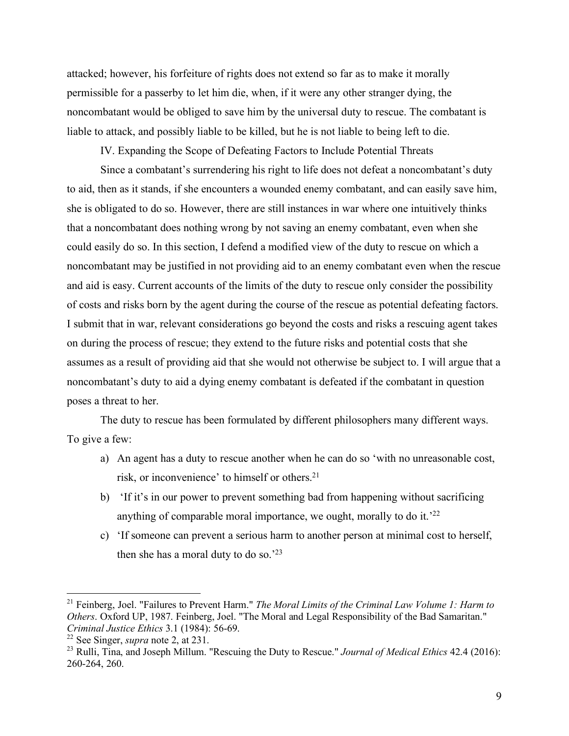attacked; however, his forfeiture of rights does not extend so far as to make it morally permissible for a passerby to let him die, when, if it were any other stranger dying, the noncombatant would be obliged to save him by the universal duty to rescue. The combatant is liable to attack, and possibly liable to be killed, but he is not liable to being left to die.

## IV. Expanding the Scope of Defeating Factors to Include Potential Threats

Since a combatant's surrendering his right to life does not defeat a noncombatant's duty to aid, then as it stands, if she encounters a wounded enemy combatant, and can easily save him, she is obligated to do so. However, there are still instances in war where one intuitively thinks that a noncombatant does nothing wrong by not saving an enemy combatant, even when she could easily do so. In this section, I defend a modified view of the duty to rescue on which a noncombatant may be justified in not providing aid to an enemy combatant even when the rescue and aid is easy. Current accounts of the limits of the duty to rescue only consider the possibility of costs and risks born by the agent during the course of the rescue as potential defeating factors. I submit that in war, relevant considerations go beyond the costs and risks a rescuing agent takes on during the process of rescue; they extend to the future risks and potential costs that she assumes as a result of providing aid that she would not otherwise be subject to. I will argue that a noncombatant's duty to aid a dying enemy combatant is defeated if the combatant in question poses a threat to her.

The duty to rescue has been formulated by different philosophers many different ways. To give a few:

a) An agent has a duty to rescue another when he can do so 'with no unreasonable cost, risk, or inconvenience' to himself or others.[21]
b) 'If it's in our power to prevent something bad from happening without sacrificing anything of comparable moral importance, we ought, morally to do it.'[22]
c) 'If someone can prevent a serious harm to another person at minimal cost to herself, then she has a moral duty to do so.'[23]

---

[21] Feinberg, Joel. "Failures to Prevent Harm." *The Moral Limits of the Criminal Law Volume 1: Harm to Others*. Oxford UP, 1987. Feinberg, Joel. "The Moral and Legal Responsibility of the Bad Samaritan." *Criminal Justice Ethics* 3.1 (1984): 56-69.

[22] See Singer, *supra* note 2, at 231.

[23] Rulli, Tina, and Joseph Millum. "Rescuing the Duty to Rescue." *Journal of Medical Ethics* 42.4 (2016): 260-264, 260.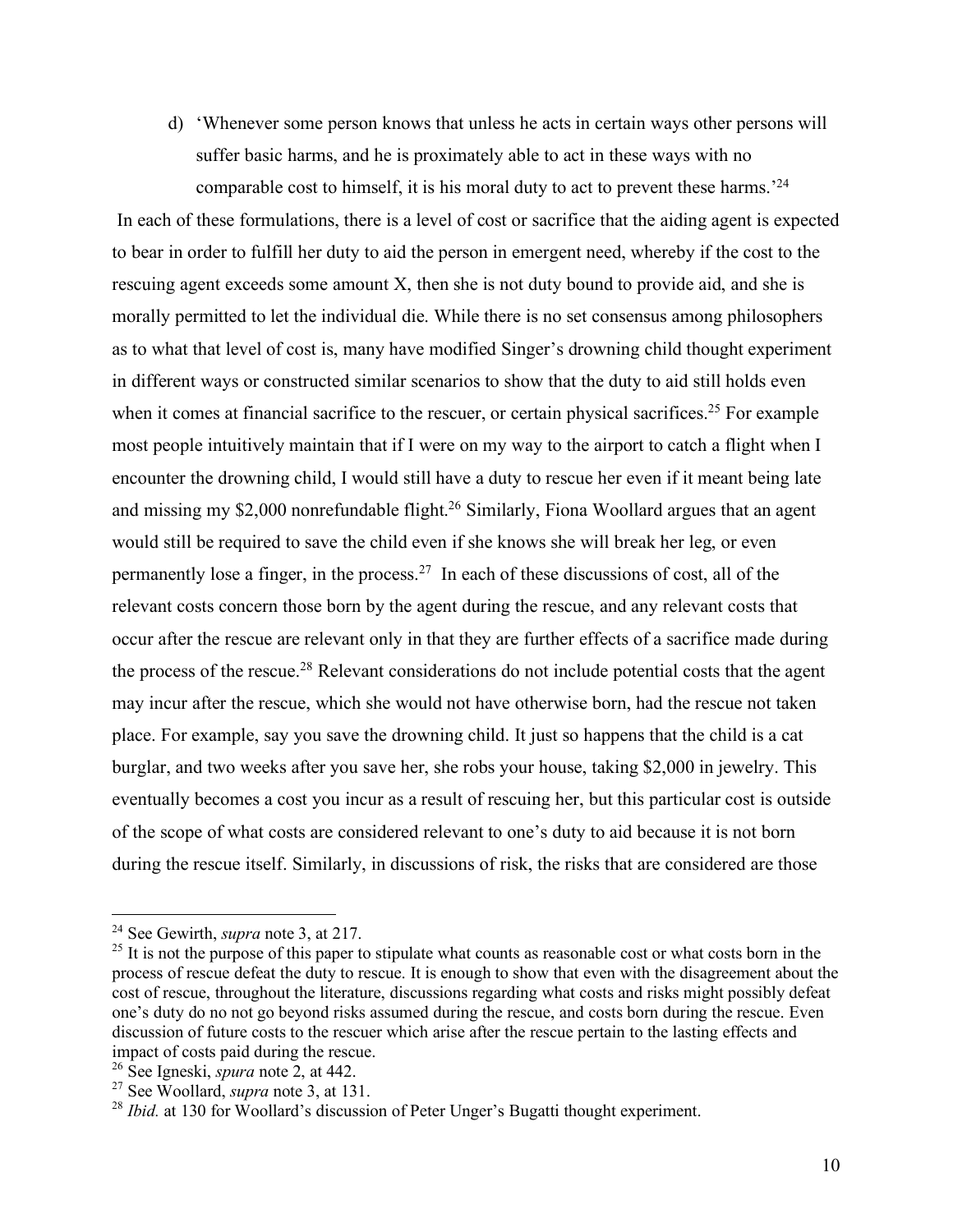d) 'Whenever some person knows that unless he acts in certain ways other persons will suffer basic harms, and he is proximately able to act in these ways with no comparable cost to himself, it is his moral duty to act to prevent these harms.'[24]

In each of these formulations, there is a level of cost or sacrifice that the aiding agent is expected to bear in order to fulfill her duty to aid the person in emergent need, whereby if the cost to the rescuing agent exceeds some amount X, then she is not duty bound to provide aid, and she is morally permitted to let the individual die. While there is no set consensus among philosophers as to what that level of cost is, many have modified Singer's drowning child thought experiment in different ways or constructed similar scenarios to show that the duty to aid still holds even when it comes at financial sacrifice to the rescuer, or certain physical sacrifices.[25] For example most people intuitively maintain that if I were on my way to the airport to catch a flight when I encounter the drowning child, I would still have a duty to rescue her even if it meant being late and missing my $2,000 nonrefundable flight.[26] Similarly, Fiona Woollard argues that an agent would still be required to save the child even if she knows she will break her leg, or even permanently lose a finger, in the process.[27] In each of these discussions of cost, all of the relevant costs concern those born by the agent during the rescue, and any relevant costs that occur after the rescue are relevant only in that they are further effects of a sacrifice made during the process of the rescue.[28] Relevant considerations do not include potential costs that the agent may incur after the rescue, which she would not have otherwise born, had the rescue not taken place. For example, say you save the drowning child. It just so happens that the child is a cat burglar, and two weeks after you save her, she robs your house, taking $2,000 in jewelry. This eventually becomes a cost you incur as a result of rescuing her, but this particular cost is outside of the scope of what costs are considered relevant to one's duty to aid because it is not born during the rescue itself. Similarly, in discussions of risk, the risks that are considered are those

---

[24] See Gewirth, *supra* note 3, at 217.

[25] It is not the purpose of this paper to stipulate what counts as reasonable cost or what costs born in the process of rescue defeat the duty to rescue. It is enough to show that even with the disagreement about the cost of rescue, throughout the literature, discussions regarding what costs and risks might possibly defeat one's duty do no not go beyond risks assumed during the rescue, and costs born during the rescue. Even discussion of future costs to the rescuer which arise after the rescue pertain to the lasting effects and impact of costs paid during the rescue.

[26] See Igneski, *spura* note 2, at 442.

[27] See Woollard, *supra* note 3, at 131.

[28] *Ibid.* at 130 for Woollard's discussion of Peter Unger's Bugatti thought experiment.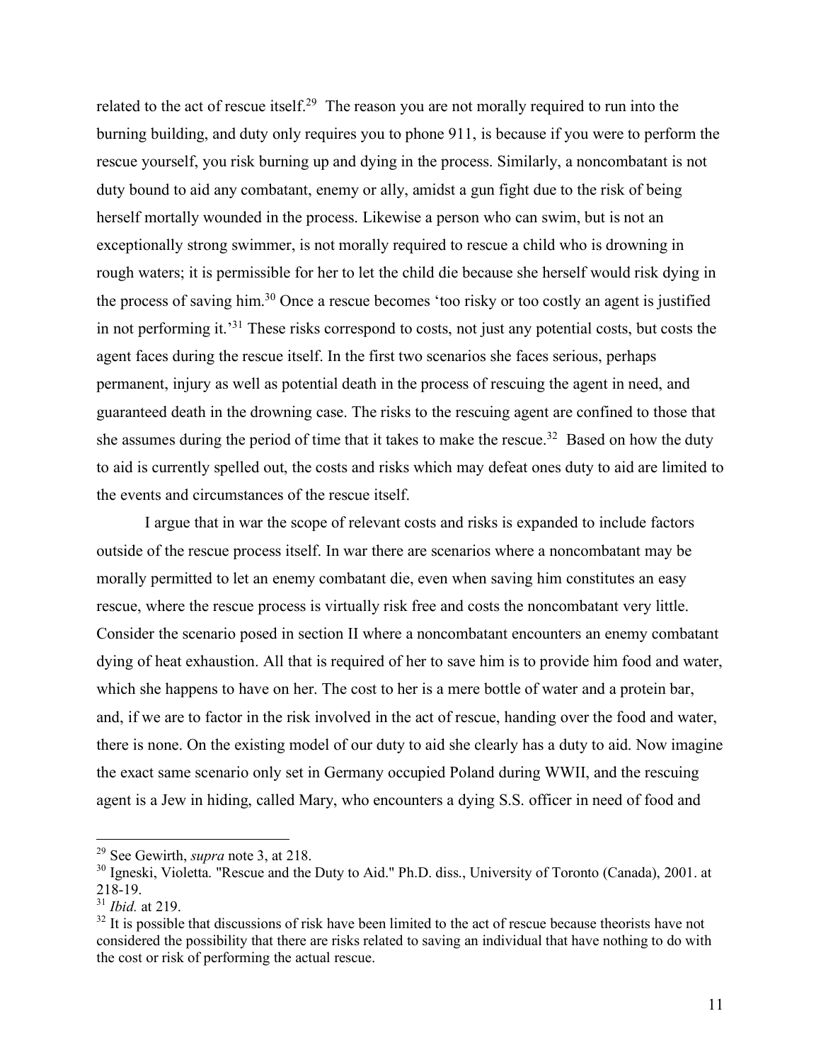related to the act of rescue itself.[29] The reason you are not morally required to run into the burning building, and duty only requires you to phone 911, is because if you were to perform the rescue yourself, you risk burning up and dying in the process. Similarly, a noncombatant is not duty bound to aid any combatant, enemy or ally, amidst a gun fight due to the risk of being herself mortally wounded in the process. Likewise a person who can swim, but is not an exceptionally strong swimmer, is not morally required to rescue a child who is drowning in rough waters; it is permissible for her to let the child die because she herself would risk dying in the process of saving him.[30] Once a rescue becomes 'too risky or too costly an agent is justified in not performing it.'[31] These risks correspond to costs, not just any potential costs, but costs the agent faces during the rescue itself. In the first two scenarios she faces serious, perhaps permanent, injury as well as potential death in the process of rescuing the agent in need, and guaranteed death in the drowning case. The risks to the rescuing agent are confined to those that she assumes during the period of time that it takes to make the rescue.[32] Based on how the duty to aid is currently spelled out, the costs and risks which may defeat ones duty to aid are limited to the events and circumstances of the rescue itself.

I argue that in war the scope of relevant costs and risks is expanded to include factors outside of the rescue process itself. In war there are scenarios where a noncombatant may be morally permitted to let an enemy combatant die, even when saving him constitutes an easy rescue, where the rescue process is virtually risk free and costs the noncombatant very little. Consider the scenario posed in section II where a noncombatant encounters an enemy combatant dying of heat exhaustion. All that is required of her to save him is to provide him food and water, which she happens to have on her. The cost to her is a mere bottle of water and a protein bar, and, if we are to factor in the risk involved in the act of rescue, handing over the food and water, there is none. On the existing model of our duty to aid she clearly has a duty to aid. Now imagine the exact same scenario only set in Germany occupied Poland during WWII, and the rescuing agent is a Jew in hiding, called Mary, who encounters a dying S.S. officer in need of food and

---

[29] See Gewirth, *supra* note 3, at 218.

[30] Igneski, Violetta. "Rescue and the Duty to Aid." Ph.D. diss., University of Toronto (Canada), 2001. at 218-19.

[31] *Ibid.* at 219.

[32] It is possible that discussions of risk have been limited to the act of rescue because theorists have not considered the possibility that there are risks related to saving an individual that have nothing to do with the cost or risk of performing the actual rescue.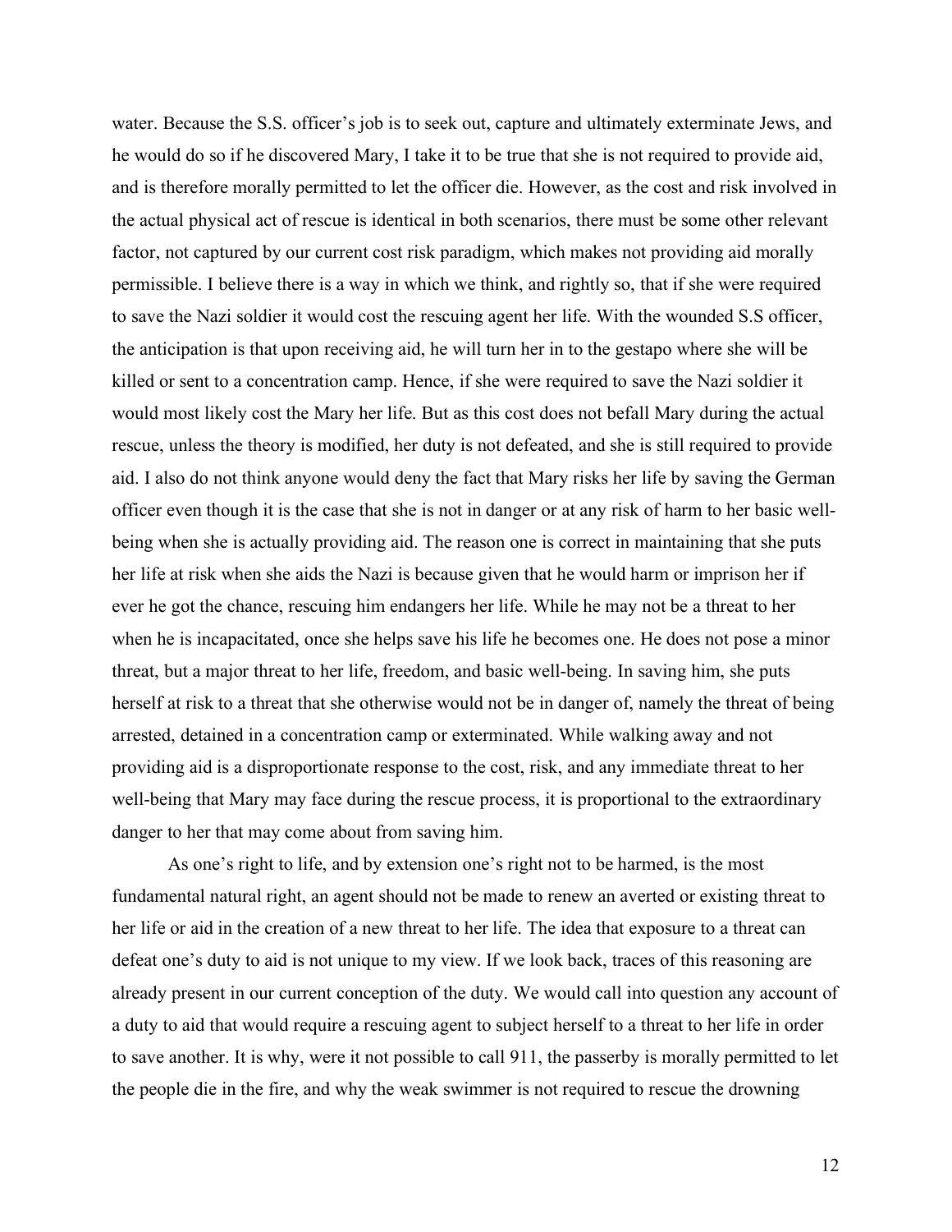water. Because the S.S. officer's job is to seek out, capture and ultimately exterminate Jews, and he would do so if he discovered Mary, I take it to be true that she is not required to provide aid, and is therefore morally permitted to let the officer die. However, as the cost and risk involved in the actual physical act of rescue is identical in both scenarios, there must be some other relevant factor, not captured by our current cost risk paradigm, which makes not providing aid morally permissible. I believe there is a way in which we think, and rightly so, that if she were required to save the Nazi soldier it would cost the rescuing agent her life. With the wounded S.S officer, the anticipation is that upon receiving aid, he will turn her in to the gestapo where she will be killed or sent to a concentration camp. Hence, if she were required to save the Nazi soldier it would most likely cost the Mary her life. But as this cost does not befall Mary during the actual rescue, unless the theory is modified, her duty is not defeated, and she is still required to provide aid. I also do not think anyone would deny the fact that Mary risks her life by saving the German officer even though it is the case that she is not in danger or at any risk of harm to her basic well-being when she is actually providing aid. The reason one is correct in maintaining that she puts her life at risk when she aids the Nazi is because given that he would harm or imprison her if ever he got the chance, rescuing him endangers her life. While he may not be a threat to her when he is incapacitated, once she helps save his life he becomes one. He does not pose a minor threat, but a major threat to her life, freedom, and basic well-being. In saving him, she puts herself at risk to a threat that she otherwise would not be in danger of, namely the threat of being arrested, detained in a concentration camp or exterminated. While walking away and not providing aid is a disproportionate response to the cost, risk, and any immediate threat to her well-being that Mary may face during the rescue process, it is proportional to the extraordinary danger to her that may come about from saving him.

As one's right to life, and by extension one's right not to be harmed, is the most fundamental natural right, an agent should not be made to renew an averted or existing threat to her life or aid in the creation of a new threat to her life. The idea that exposure to a threat can defeat one's duty to aid is not unique to my view. If we look back, traces of this reasoning are already present in our current conception of the duty. We would call into question any account of a duty to aid that would require a rescuing agent to subject herself to a threat to her life in order to save another. It is why, were it not possible to call 911, the passerby is morally permitted to let the people die in the fire, and why the weak swimmer is not required to rescue the drowning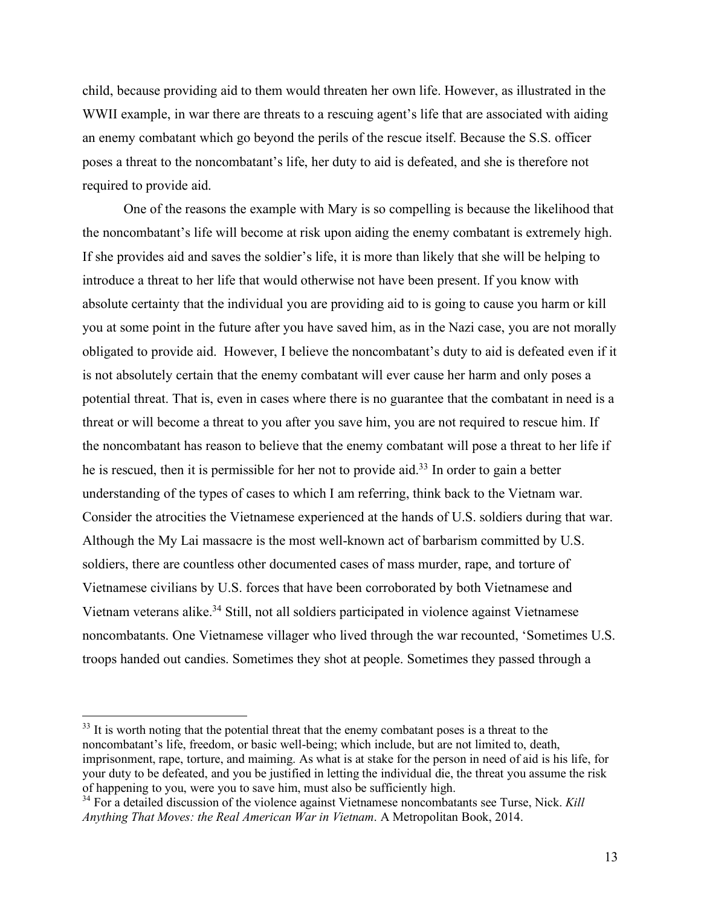child, because providing aid to them would threaten her own life. However, as illustrated in the WWII example, in war there are threats to a rescuing agent's life that are associated with aiding an enemy combatant which go beyond the perils of the rescue itself. Because the S.S. officer poses a threat to the noncombatant's life, her duty to aid is defeated, and she is therefore not required to provide aid.

One of the reasons the example with Mary is so compelling is because the likelihood that the noncombatant's life will become at risk upon aiding the enemy combatant is extremely high. If she provides aid and saves the soldier's life, it is more than likely that she will be helping to introduce a threat to her life that would otherwise not have been present. If you know with absolute certainty that the individual you are providing aid to is going to cause you harm or kill you at some point in the future after you have saved him, as in the Nazi case, you are not morally obligated to provide aid. However, I believe the noncombatant's duty to aid is defeated even if it is not absolutely certain that the enemy combatant will ever cause her harm and only poses a potential threat. That is, even in cases where there is no guarantee that the combatant in need is a threat or will become a threat to you after you save him, you are not required to rescue him. If the noncombatant has reason to believe that the enemy combatant will pose a threat to her life if he is rescued, then it is permissible for her not to provide aid.[33] In order to gain a better understanding of the types of cases to which I am referring, think back to the Vietnam war. Consider the atrocities the Vietnamese experienced at the hands of U.S. soldiers during that war. Although the My Lai massacre is the most well-known act of barbarism committed by U.S. soldiers, there are countless other documented cases of mass murder, rape, and torture of Vietnamese civilians by U.S. forces that have been corroborated by both Vietnamese and Vietnam veterans alike.[34] Still, not all soldiers participated in violence against Vietnamese noncombatants. One Vietnamese villager who lived through the war recounted, 'Sometimes U.S. troops handed out candies. Sometimes they shot at people. Sometimes they passed through a

---

[33] It is worth noting that the potential threat that the enemy combatant poses is a threat to the noncombatant's life, freedom, or basic well-being; which include, but are not limited to, death, imprisonment, rape, torture, and maiming. As what is at stake for the person in need of aid is his life, for your duty to be defeated, and you be justified in letting the individual die, the threat you assume the risk of happening to you, were you to save him, must also be sufficiently high.

[34] For a detailed discussion of the violence against Vietnamese noncombatants see Turse, Nick. *Kill Anything That Moves: the Real American War in Vietnam*. A Metropolitan Book, 2014.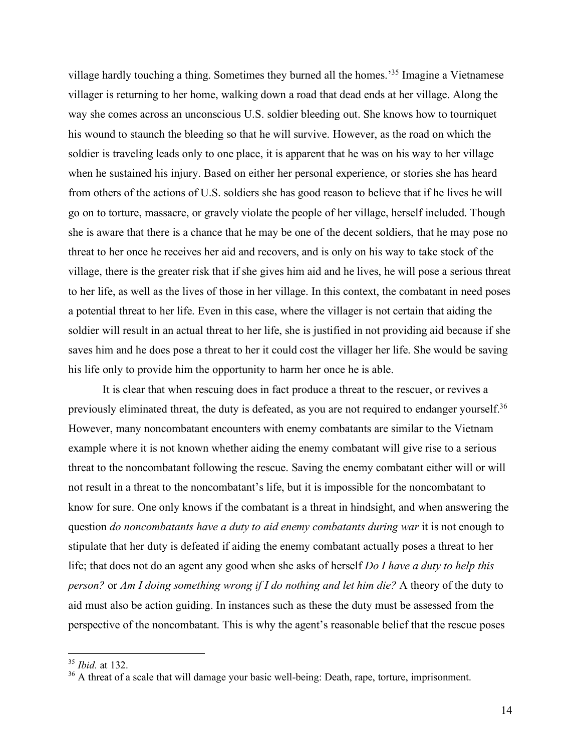village hardly touching a thing. Sometimes they burned all the homes.'[35] Imagine a Vietnamese villager is returning to her home, walking down a road that dead ends at her village. Along the way she comes across an unconscious U.S. soldier bleeding out. She knows how to tourniquet his wound to staunch the bleeding so that he will survive. However, as the road on which the soldier is traveling leads only to one place, it is apparent that he was on his way to her village when he sustained his injury. Based on either her personal experience, or stories she has heard from others of the actions of U.S. soldiers she has good reason to believe that if he lives he will go on to torture, massacre, or gravely violate the people of her village, herself included. Though she is aware that there is a chance that he may be one of the decent soldiers, that he may pose no threat to her once he receives her aid and recovers, and is only on his way to take stock of the village, there is the greater risk that if she gives him aid and he lives, he will pose a serious threat to her life, as well as the lives of those in her village. In this context, the combatant in need poses a potential threat to her life. Even in this case, where the villager is not certain that aiding the soldier will result in an actual threat to her life, she is justified in not providing aid because if she saves him and he does pose a threat to her it could cost the villager her life. She would be saving his life only to provide him the opportunity to harm her once he is able.

It is clear that when rescuing does in fact produce a threat to the rescuer, or revives a previously eliminated threat, the duty is defeated, as you are not required to endanger yourself.[36] However, many noncombatant encounters with enemy combatants are similar to the Vietnam example where it is not known whether aiding the enemy combatant will give rise to a serious threat to the noncombatant following the rescue. Saving the enemy combatant either will or will not result in a threat to the noncombatant's life, but it is impossible for the noncombatant to know for sure. One only knows if the combatant is a threat in hindsight, and when answering the question *do noncombatants have a duty to aid enemy combatants during war* it is not enough to stipulate that her duty is defeated if aiding the enemy combatant actually poses a threat to her life; that does not do an agent any good when she asks of herself *Do I have a duty to help this person?* or *Am I doing something wrong if I do nothing and let him die?* A theory of the duty to aid must also be action guiding. In instances such as these the duty must be assessed from the perspective of the noncombatant. This is why the agent's reasonable belief that the rescue poses

---

[35] *Ibid.* at 132.

[36] A threat of a scale that will damage your basic well-being: Death, rape, torture, imprisonment.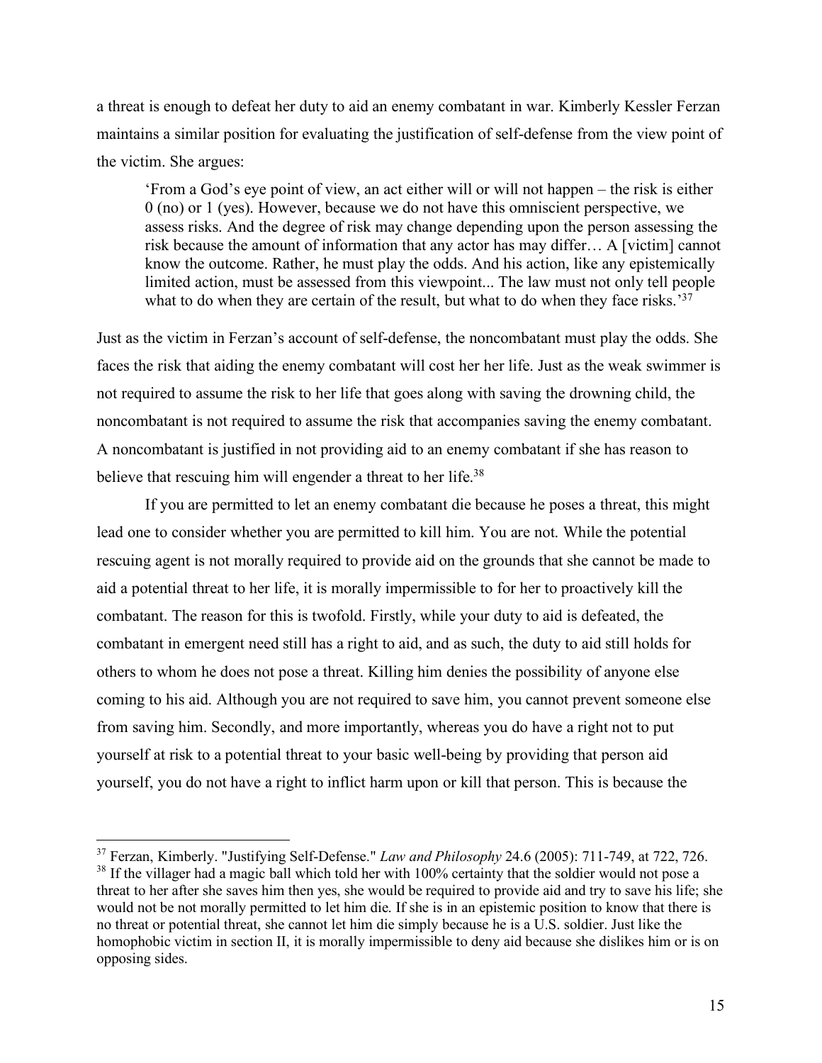a threat is enough to defeat her duty to aid an enemy combatant in war. Kimberly Kessler Ferzan maintains a similar position for evaluating the justification of self-defense from the view point of the victim. She argues:

> 'From a God's eye point of view, an act either will or will not happen – the risk is either 0 (no) or 1 (yes). However, because we do not have this omniscient perspective, we assess risks. And the degree of risk may change depending upon the person assessing the risk because the amount of information that any actor has may differ… A [victim] cannot know the outcome. Rather, he must play the odds. And his action, like any epistemically limited action, must be assessed from this viewpoint... The law must not only tell people what to do when they are certain of the result, but what to do when they face risks.'[37]

Just as the victim in Ferzan's account of self-defense, the noncombatant must play the odds. She faces the risk that aiding the enemy combatant will cost her her life. Just as the weak swimmer is not required to assume the risk to her life that goes along with saving the drowning child, the noncombatant is not required to assume the risk that accompanies saving the enemy combatant. A noncombatant is justified in not providing aid to an enemy combatant if she has reason to believe that rescuing him will engender a threat to her life.[38]

If you are permitted to let an enemy combatant die because he poses a threat, this might lead one to consider whether you are permitted to kill him. You are not. While the potential rescuing agent is not morally required to provide aid on the grounds that she cannot be made to aid a potential threat to her life, it is morally impermissible to for her to proactively kill the combatant. The reason for this is twofold. Firstly, while your duty to aid is defeated, the combatant in emergent need still has a right to aid, and as such, the duty to aid still holds for others to whom he does not pose a threat. Killing him denies the possibility of anyone else coming to his aid. Although you are not required to save him, you cannot prevent someone else from saving him. Secondly, and more importantly, whereas you do have a right not to put yourself at risk to a potential threat to your basic well-being by providing that person aid yourself, you do not have a right to inflict harm upon or kill that person. This is because the

[37] Ferzan, Kimberly. "Justifying Self-Defense." *Law and Philosophy* 24.6 (2005): 711-749, at 722, 726.

[38] If the villager had a magic ball which told her with 100% certainty that the soldier would not pose a threat to her after she saves him then yes, she would be required to provide aid and try to save his life; she would not be not morally permitted to let him die. If she is in an epistemic position to know that there is no threat or potential threat, she cannot let him die simply because he is a U.S. soldier. Just like the homophobic victim in section II, it is morally impermissible to deny aid because she dislikes him or is on opposing sides.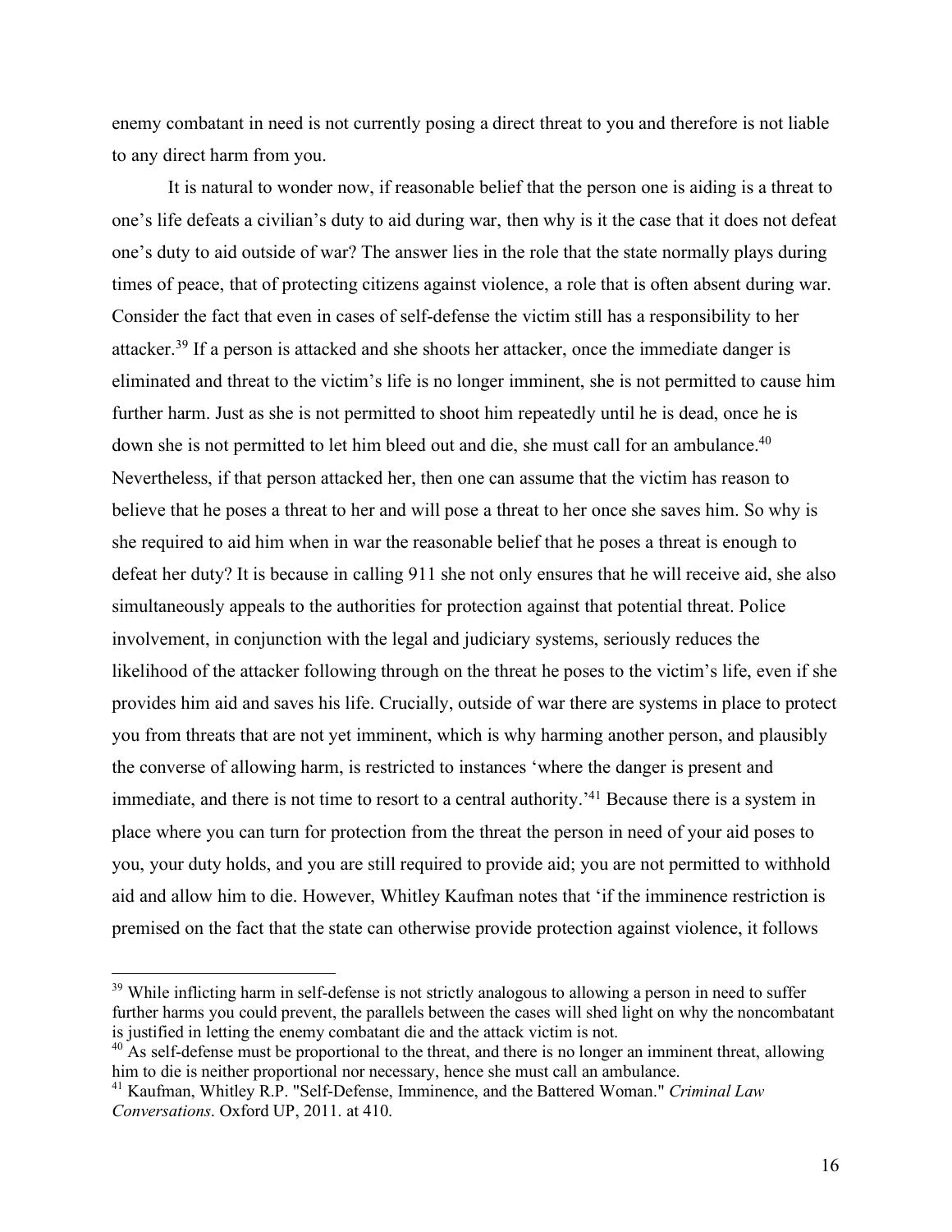enemy combatant in need is not currently posing a direct threat to you and therefore is not liable to any direct harm from you.

It is natural to wonder now, if reasonable belief that the person one is aiding is a threat to one's life defeats a civilian's duty to aid during war, then why is it the case that it does not defeat one's duty to aid outside of war? The answer lies in the role that the state normally plays during times of peace, that of protecting citizens against violence, a role that is often absent during war. Consider the fact that even in cases of self-defense the victim still has a responsibility to her attacker.[39] If a person is attacked and she shoots her attacker, once the immediate danger is eliminated and threat to the victim's life is no longer imminent, she is not permitted to cause him further harm. Just as she is not permitted to shoot him repeatedly until he is dead, once he is down she is not permitted to let him bleed out and die, she must call for an ambulance.[40] Nevertheless, if that person attacked her, then one can assume that the victim has reason to believe that he poses a threat to her and will pose a threat to her once she saves him. So why is she required to aid him when in war the reasonable belief that he poses a threat is enough to defeat her duty? It is because in calling 911 she not only ensures that he will receive aid, she also simultaneously appeals to the authorities for protection against that potential threat. Police involvement, in conjunction with the legal and judiciary systems, seriously reduces the likelihood of the attacker following through on the threat he poses to the victim's life, even if she provides him aid and saves his life. Crucially, outside of war there are systems in place to protect you from threats that are not yet imminent, which is why harming another person, and plausibly the converse of allowing harm, is restricted to instances 'where the danger is present and immediate, and there is not time to resort to a central authority.'[41] Because there is a system in place where you can turn for protection from the threat the person in need of your aid poses to you, your duty holds, and you are still required to provide aid; you are not permitted to withhold aid and allow him to die. However, Whitley Kaufman notes that 'if the imminence restriction is premised on the fact that the state can otherwise provide protection against violence, it follows

[39] While inflicting harm in self-defense is not strictly analogous to allowing a person in need to suffer further harms you could prevent, the parallels between the cases will shed light on why the noncombatant is justified in letting the enemy combatant die and the attack victim is not.

[40] As self-defense must be proportional to the threat, and there is no longer an imminent threat, allowing him to die is neither proportional nor necessary, hence she must call an ambulance.

[41] Kaufman, Whitley R.P. "Self-Defense, Imminence, and the Battered Woman." *Criminal Law Conversations*. Oxford UP, 2011. at 410.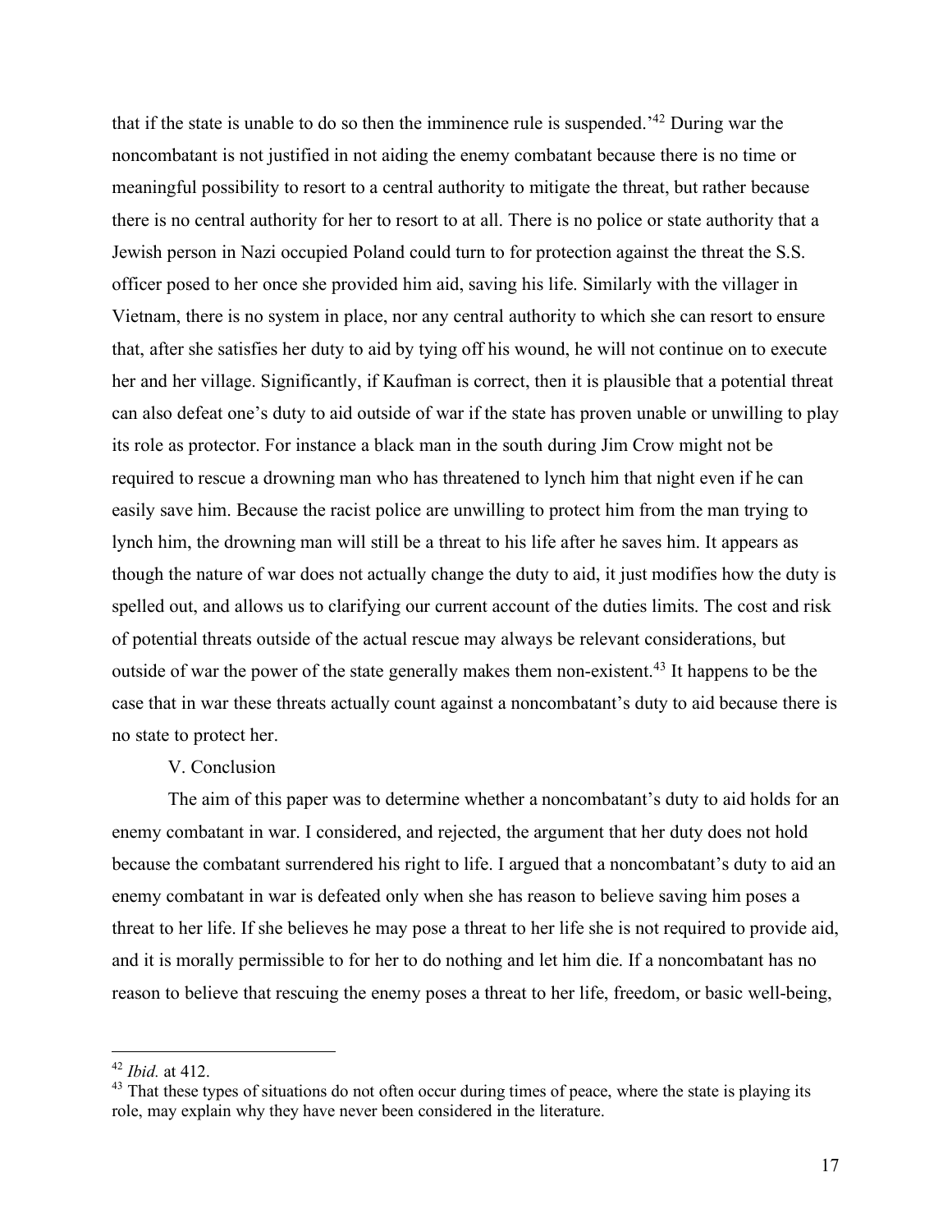that if the state is unable to do so then the imminence rule is suspended.'[42] During war the noncombatant is not justified in not aiding the enemy combatant because there is no time or meaningful possibility to resort to a central authority to mitigate the threat, but rather because there is no central authority for her to resort to at all. There is no police or state authority that a Jewish person in Nazi occupied Poland could turn to for protection against the threat the S.S. officer posed to her once she provided him aid, saving his life. Similarly with the villager in Vietnam, there is no system in place, nor any central authority to which she can resort to ensure that, after she satisfies her duty to aid by tying off his wound, he will not continue on to execute her and her village. Significantly, if Kaufman is correct, then it is plausible that a potential threat can also defeat one's duty to aid outside of war if the state has proven unable or unwilling to play its role as protector. For instance a black man in the south during Jim Crow might not be required to rescue a drowning man who has threatened to lynch him that night even if he can easily save him. Because the racist police are unwilling to protect him from the man trying to lynch him, the drowning man will still be a threat to his life after he saves him. It appears as though the nature of war does not actually change the duty to aid, it just modifies how the duty is spelled out, and allows us to clarifying our current account of the duties limits. The cost and risk of potential threats outside of the actual rescue may always be relevant considerations, but outside of war the power of the state generally makes them non-existent.[43] It happens to be the case that in war these threats actually count against a noncombatant's duty to aid because there is no state to protect her.

## V. Conclusion

The aim of this paper was to determine whether a noncombatant's duty to aid holds for an enemy combatant in war. I considered, and rejected, the argument that her duty does not hold because the combatant surrendered his right to life. I argued that a noncombatant's duty to aid an enemy combatant in war is defeated only when she has reason to believe saving him poses a threat to her life. If she believes he may pose a threat to her life she is not required to provide aid, and it is morally permissible to for her to do nothing and let him die. If a noncombatant has no reason to believe that rescuing the enemy poses a threat to her life, freedom, or basic well-being,

---

[42] *Ibid.* at 412.

[43] That these types of situations do not often occur during times of peace, where the state is playing its role, may explain why they have never been considered in the literature.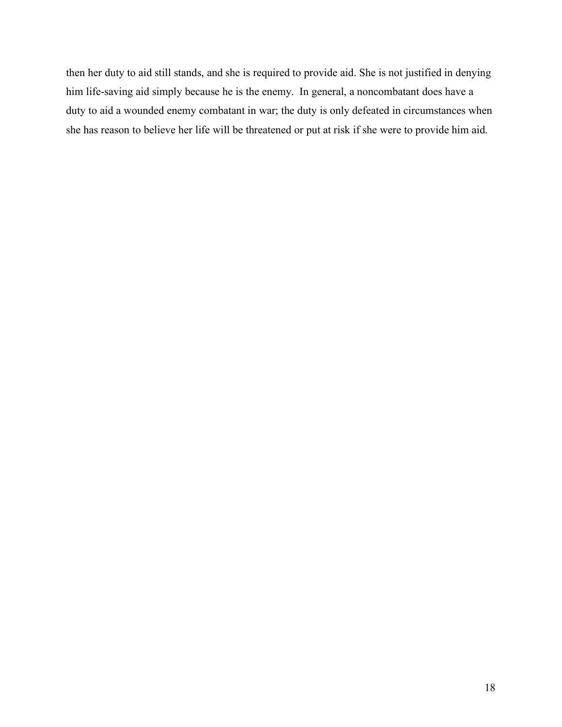then her duty to aid still stands, and she is required to provide aid. She is not justified in denying him life-saving aid simply because he is the enemy.  In general, a noncombatant does have a duty to aid a wounded enemy combatant in war; the duty is only defeated in circumstances when she has reason to believe her life will be threatened or put at risk if she were to provide him aid.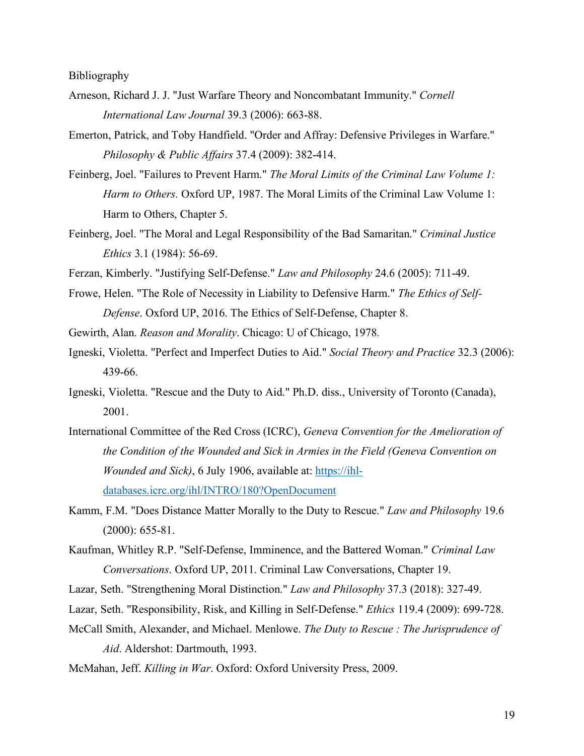Bibliography

Arneson, Richard J. J. "Just Warfare Theory and Noncombatant Immunity." *Cornell International Law Journal* 39.3 (2006): 663-88.

Emerton, Patrick, and Toby Handfield. "Order and Affray: Defensive Privileges in Warfare." *Philosophy & Public Affairs* 37.4 (2009): 382-414.

Feinberg, Joel. "Failures to Prevent Harm." *The Moral Limits of the Criminal Law Volume 1: Harm to Others*. Oxford UP, 1987. The Moral Limits of the Criminal Law Volume 1: Harm to Others, Chapter 5.

Feinberg, Joel. "The Moral and Legal Responsibility of the Bad Samaritan." *Criminal Justice Ethics* 3.1 (1984): 56-69.

Ferzan, Kimberly. "Justifying Self-Defense." *Law and Philosophy* 24.6 (2005): 711-49.

Frowe, Helen. "The Role of Necessity in Liability to Defensive Harm." *The Ethics of Self-Defense*. Oxford UP, 2016. The Ethics of Self-Defense, Chapter 8.

Gewirth, Alan. *Reason and Morality*. Chicago: U of Chicago, 1978.

Igneski, Violetta. "Perfect and Imperfect Duties to Aid." *Social Theory and Practice* 32.3 (2006): 439-66.

Igneski, Violetta. "Rescue and the Duty to Aid." Ph.D. diss., University of Toronto (Canada), 2001.

International Committee of the Red Cross (ICRC), *Geneva Convention for the Amelioration of the Condition of the Wounded and Sick in Armies in the Field (Geneva Convention on Wounded and Sick)*, 6 July 1906, available at: https://ihl-databases.icrc.org/ihl/INTRO/180?OpenDocument

Kamm, F.M. "Does Distance Matter Morally to the Duty to Rescue." *Law and Philosophy* 19.6 (2000): 655-81.

Kaufman, Whitley R.P. "Self-Defense, Imminence, and the Battered Woman." *Criminal Law Conversations*. Oxford UP, 2011. Criminal Law Conversations, Chapter 19.

Lazar, Seth. "Strengthening Moral Distinction." *Law and Philosophy* 37.3 (2018): 327-49.

Lazar, Seth. "Responsibility, Risk, and Killing in Self-Defense." *Ethics* 119.4 (2009): 699-728.

McCall Smith, Alexander, and Michael. Menlowe. *The Duty to Rescue : The Jurisprudence of Aid*. Aldershot: Dartmouth, 1993.

McMahan, Jeff. *Killing in War*. Oxford: Oxford University Press, 2009.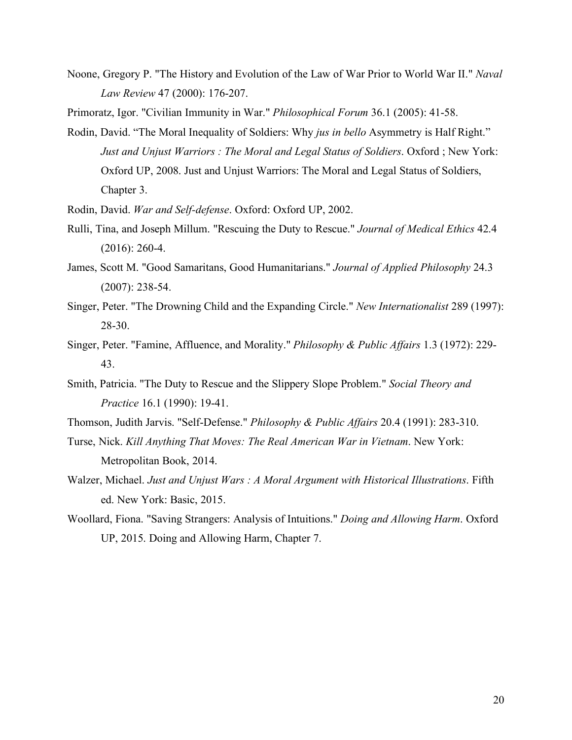Noone, Gregory P. "The History and Evolution of the Law of War Prior to World War II." *Naval Law Review* 47 (2000): 176-207.

Primoratz, Igor. "Civilian Immunity in War." *Philosophical Forum* 36.1 (2005): 41-58.

Rodin, David. "The Moral Inequality of Soldiers: Why *jus in bello* Asymmetry is Half Right." *Just and Unjust Warriors : The Moral and Legal Status of Soldiers*. Oxford ; New York: Oxford UP, 2008. Just and Unjust Warriors: The Moral and Legal Status of Soldiers, Chapter 3.

Rodin, David. *War and Self-defense*. Oxford: Oxford UP, 2002.

Rulli, Tina, and Joseph Millum. "Rescuing the Duty to Rescue." *Journal of Medical Ethics* 42.4 (2016): 260-4.

James, Scott M. "Good Samaritans, Good Humanitarians." *Journal of Applied Philosophy* 24.3 (2007): 238-54.

Singer, Peter. "The Drowning Child and the Expanding Circle." *New Internationalist* 289 (1997): 28-30.

Singer, Peter. "Famine, Affluence, and Morality." *Philosophy & Public Affairs* 1.3 (1972): 229-43.

Smith, Patricia. "The Duty to Rescue and the Slippery Slope Problem." *Social Theory and Practice* 16.1 (1990): 19-41.

Thomson, Judith Jarvis. "Self-Defense." *Philosophy & Public Affairs* 20.4 (1991): 283-310.

Turse, Nick. *Kill Anything That Moves: The Real American War in Vietnam*. New York: Metropolitan Book, 2014.

Walzer, Michael. *Just and Unjust Wars : A Moral Argument with Historical Illustrations*. Fifth ed. New York: Basic, 2015.

Woollard, Fiona. "Saving Strangers: Analysis of Intuitions." *Doing and Allowing Harm*. Oxford UP, 2015. Doing and Allowing Harm, Chapter 7.